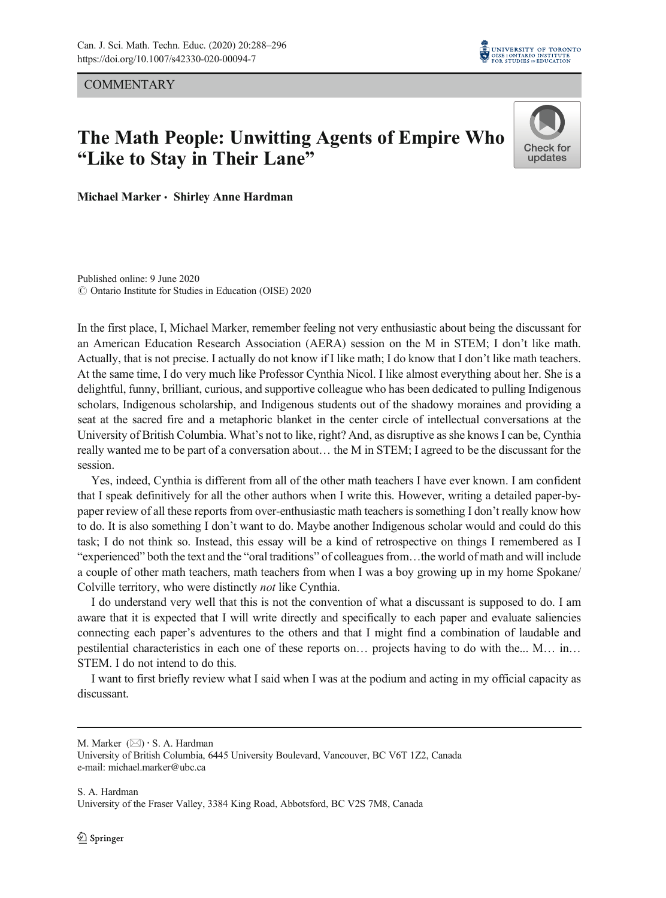COMMENTARY

# The Math People: Unwitting Agents of Empire Who "Like to Stay in Their Lane"

**Michael Marker · Shirley Anne Hardman**

Published online: 9 June 2020
© Ontario Institute for Studies in Education (OISE) 2020

In the first place, I, Michael Marker, remember feeling not very enthusiastic about being the discussant for an American Education Research Association (AERA) session on the M in STEM; I don't like math. Actually, that is not precise. I actually do not know if I like math; I do know that I don't like math teachers. At the same time, I do very much like Professor Cynthia Nicol. I like almost everything about her. She is a delightful, funny, brilliant, curious, and supportive colleague who has been dedicated to pulling Indigenous scholars, Indigenous scholarship, and Indigenous students out of the shadowy moraines and providing a seat at the sacred fire and a metaphoric blanket in the center circle of intellectual conversations at the University of British Columbia. What's not to like, right? And, as disruptive as she knows I can be, Cynthia really wanted me to be part of a conversation about… the M in STEM; I agreed to be the discussant for the session.

Yes, indeed, Cynthia is different from all of the other math teachers I have ever known. I am confident that I speak definitively for all the other authors when I write this. However, writing a detailed paper-by-paper review of all these reports from over-enthusiastic math teachers is something I don't really know how to do. It is also something I don't want to do. Maybe another Indigenous scholar would and could do this task; I do not think so. Instead, this essay will be a kind of retrospective on things I remembered as I "experienced" both the text and the "oral traditions" of colleagues from…the world of math and will include a couple of other math teachers, math teachers from when I was a boy growing up in my home Spokane/Colville territory, who were distinctly *not* like Cynthia.

I do understand very well that this is not the convention of what a discussant is supposed to do. I am aware that it is expected that I will write directly and specifically to each paper and evaluate saliencies connecting each paper's adventures to the others and that I might find a combination of laudable and pestilential characteristics in each one of these reports on… projects having to do with the... M… in… STEM. I do not intend to do this.

I want to first briefly review what I said when I was at the podium and acting in my official capacity as discussant.

---

M. Marker (✉) · S. A. Hardman
University of British Columbia, 6445 University Boulevard, Vancouver, BC V6T 1Z2, Canada
e-mail: michael.marker@ubc.ca

S. A. Hardman
University of the Fraser Valley, 3384 King Road, Abbotsford, BC V2S 7M8, Canada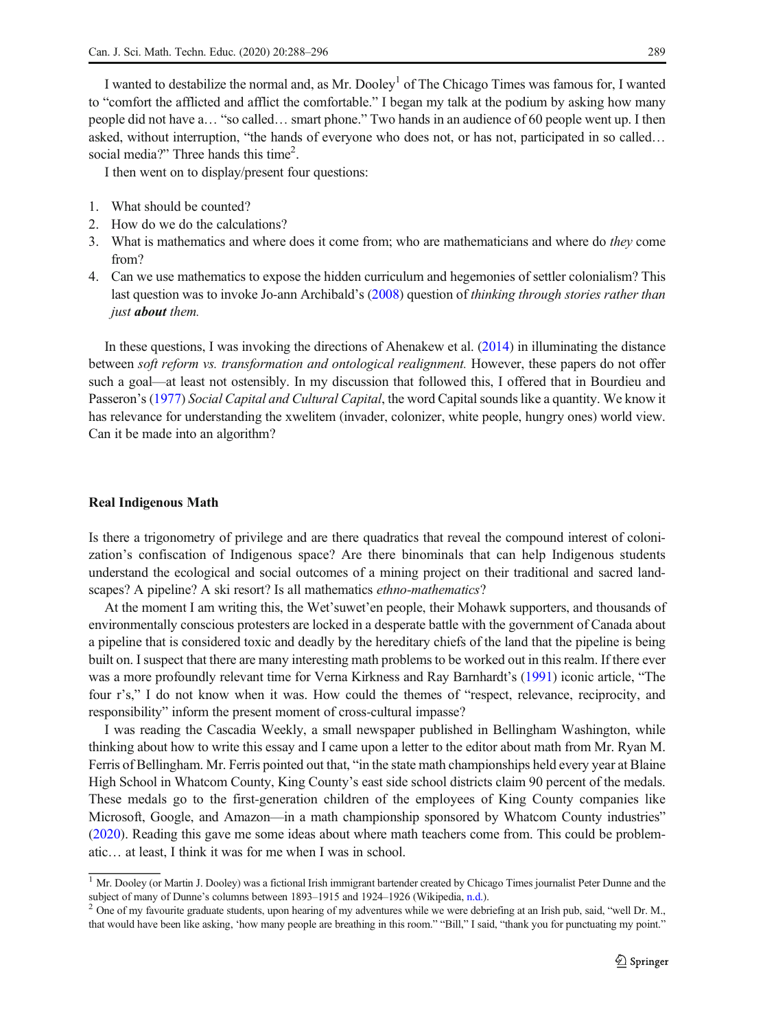I wanted to destabilize the normal and, as Mr. Dooley[1] of The Chicago Times was famous for, I wanted to "comfort the afflicted and afflict the comfortable." I began my talk at the podium by asking how many people did not have a… "so called… smart phone." Two hands in an audience of 60 people went up. I then asked, without interruption, "the hands of everyone who does not, or has not, participated in so called… social media?" Three hands this time[2].

I then went on to display/present four questions:

1. What should be counted?
2. How do we do the calculations?
3. What is mathematics and where does it come from; who are mathematicians and where do *they* come from?
4. Can we use mathematics to expose the hidden curriculum and hegemonies of settler colonialism? This last question was to invoke Jo-ann Archibald's (2008) question of *thinking through stories rather than just* ***about*** *them.*

In these questions, I was invoking the directions of Ahenakew et al. (2014) in illuminating the distance between *soft reform vs. transformation and ontological realignment.* However, these papers do not offer such a goal—at least not ostensibly. In my discussion that followed this, I offered that in Bourdieu and Passeron's (1977) *Social Capital and Cultural Capital*, the word Capital sounds like a quantity. We know it has relevance for understanding the xwelitem (invader, colonizer, white people, hungry ones) world view. Can it be made into an algorithm?

## Real Indigenous Math

Is there a trigonometry of privilege and are there quadratics that reveal the compound interest of colonization's confiscation of Indigenous space? Are there binominals that can help Indigenous students understand the ecological and social outcomes of a mining project on their traditional and sacred landscapes? A pipeline? A ski resort? Is all mathematics *ethno-mathematics*?

At the moment I am writing this, the Wet'suwet'en people, their Mohawk supporters, and thousands of environmentally conscious protesters are locked in a desperate battle with the government of Canada about a pipeline that is considered toxic and deadly by the hereditary chiefs of the land that the pipeline is being built on. I suspect that there are many interesting math problems to be worked out in this realm. If there ever was a more profoundly relevant time for Verna Kirkness and Ray Barnhardt's (1991) iconic article, "The four r's," I do not know when it was. How could the themes of "respect, relevance, reciprocity, and responsibility" inform the present moment of cross-cultural impasse?

I was reading the Cascadia Weekly, a small newspaper published in Bellingham Washington, while thinking about how to write this essay and I came upon a letter to the editor about math from Mr. Ryan M. Ferris of Bellingham. Mr. Ferris pointed out that, "in the state math championships held every year at Blaine High School in Whatcom County, King County's east side school districts claim 90 percent of the medals. These medals go to the first-generation children of the employees of King County companies like Microsoft, Google, and Amazon—in a math championship sponsored by Whatcom County industries" (2020). Reading this gave me some ideas about where math teachers come from. This could be problematic… at least, I think it was for me when I was in school.

---

[1] Mr. Dooley (or Martin J. Dooley) was a fictional Irish immigrant bartender created by Chicago Times journalist Peter Dunne and the subject of many of Dunne's columns between 1893–1915 and 1924–1926 (Wikipedia, n.d.).

[2] One of my favourite graduate students, upon hearing of my adventures while we were debriefing at an Irish pub, said, "well Dr. M., that would have been like asking, 'how many people are breathing in this room." "Bill," I said, "thank you for punctuating my point."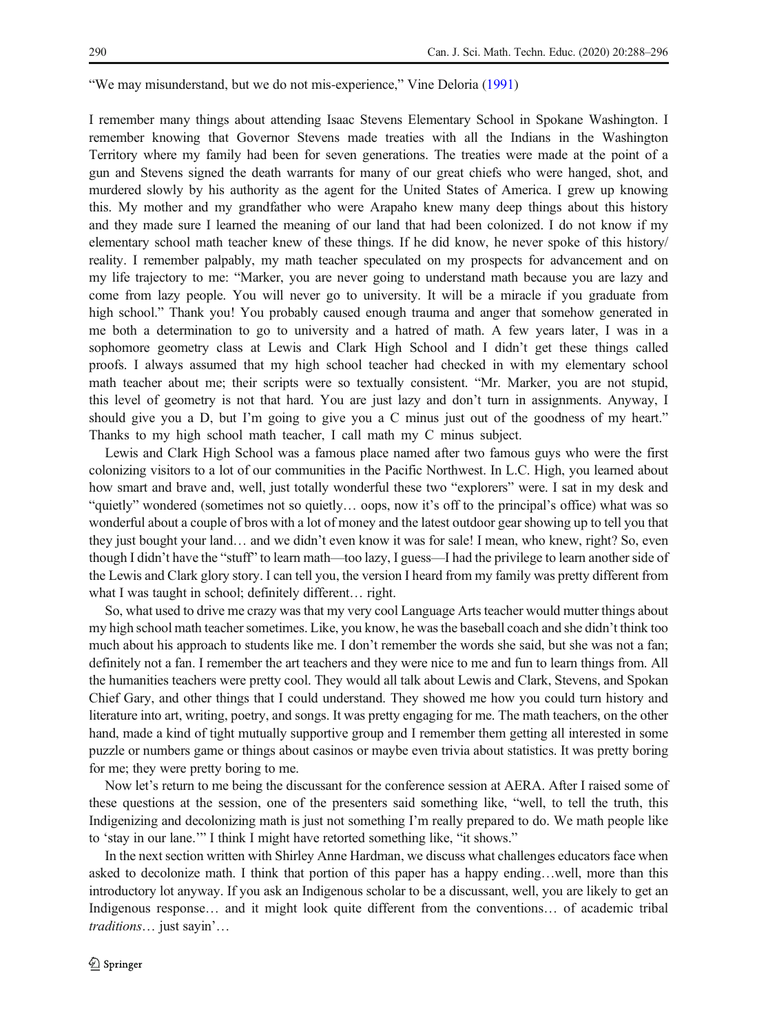"We may misunderstand, but we do not mis-experience," Vine Deloria (1991)

I remember many things about attending Isaac Stevens Elementary School in Spokane Washington. I remember knowing that Governor Stevens made treaties with all the Indians in the Washington Territory where my family had been for seven generations. The treaties were made at the point of a gun and Stevens signed the death warrants for many of our great chiefs who were hanged, shot, and murdered slowly by his authority as the agent for the United States of America. I grew up knowing this. My mother and my grandfather who were Arapaho knew many deep things about this history and they made sure I learned the meaning of our land that had been colonized. I do not know if my elementary school math teacher knew of these things. If he did know, he never spoke of this history/ reality. I remember palpably, my math teacher speculated on my prospects for advancement and on my life trajectory to me: "Marker, you are never going to understand math because you are lazy and come from lazy people. You will never go to university. It will be a miracle if you graduate from high school." Thank you! You probably caused enough trauma and anger that somehow generated in me both a determination to go to university and a hatred of math. A few years later, I was in a sophomore geometry class at Lewis and Clark High School and I didn't get these things called proofs. I always assumed that my high school teacher had checked in with my elementary school math teacher about me; their scripts were so textually consistent. "Mr. Marker, you are not stupid, this level of geometry is not that hard. You are just lazy and don't turn in assignments. Anyway, I should give you a D, but I'm going to give you a C minus just out of the goodness of my heart." Thanks to my high school math teacher, I call math my C minus subject.

Lewis and Clark High School was a famous place named after two famous guys who were the first colonizing visitors to a lot of our communities in the Pacific Northwest. In L.C. High, you learned about how smart and brave and, well, just totally wonderful these two "explorers" were. I sat in my desk and "quietly" wondered (sometimes not so quietly… oops, now it's off to the principal's office) what was so wonderful about a couple of bros with a lot of money and the latest outdoor gear showing up to tell you that they just bought your land… and we didn't even know it was for sale! I mean, who knew, right? So, even though I didn't have the "stuff" to learn math—too lazy, I guess—I had the privilege to learn another side of the Lewis and Clark glory story. I can tell you, the version I heard from my family was pretty different from what I was taught in school; definitely different… right.

So, what used to drive me crazy was that my very cool Language Arts teacher would mutter things about my high school math teacher sometimes. Like, you know, he was the baseball coach and she didn't think too much about his approach to students like me. I don't remember the words she said, but she was not a fan; definitely not a fan. I remember the art teachers and they were nice to me and fun to learn things from. All the humanities teachers were pretty cool. They would all talk about Lewis and Clark, Stevens, and Spokan Chief Gary, and other things that I could understand. They showed me how you could turn history and literature into art, writing, poetry, and songs. It was pretty engaging for me. The math teachers, on the other hand, made a kind of tight mutually supportive group and I remember them getting all interested in some puzzle or numbers game or things about casinos or maybe even trivia about statistics. It was pretty boring for me; they were pretty boring to me.

Now let's return to me being the discussant for the conference session at AERA. After I raised some of these questions at the session, one of the presenters said something like, "well, to tell the truth, this Indigenizing and decolonizing math is just not something I'm really prepared to do. We math people like to 'stay in our lane.'" I think I might have retorted something like, "it shows."

In the next section written with Shirley Anne Hardman, we discuss what challenges educators face when asked to decolonize math. I think that portion of this paper has a happy ending…well, more than this introductory lot anyway. If you ask an Indigenous scholar to be a discussant, well, you are likely to get an Indigenous response… and it might look quite different from the conventions… of academic tribal *traditions*… just sayin'…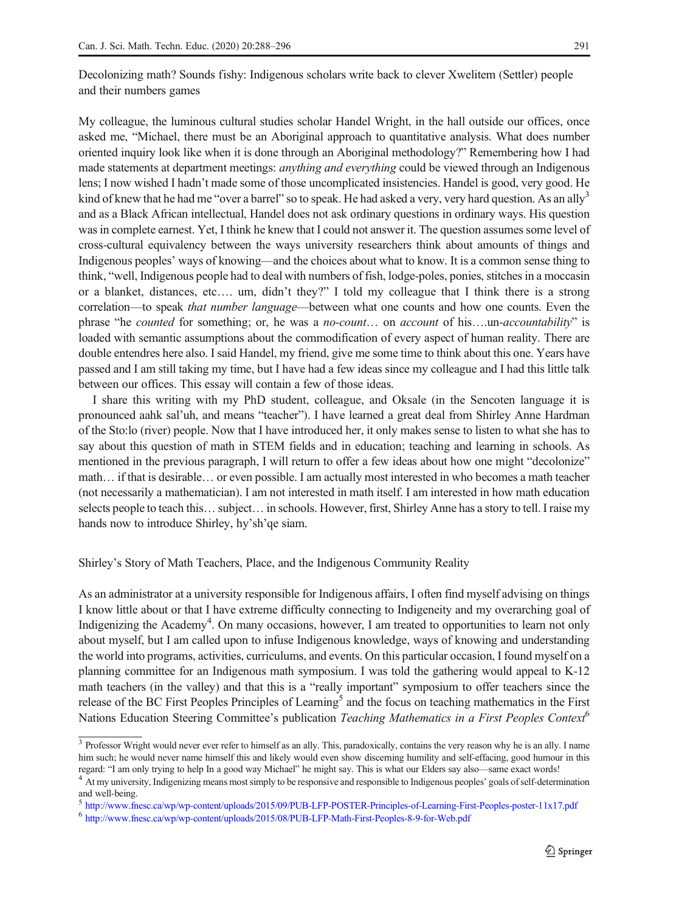Decolonizing math? Sounds fishy: Indigenous scholars write back to clever Xwelitem (Settler) people and their numbers games

My colleague, the luminous cultural studies scholar Handel Wright, in the hall outside our offices, once asked me, "Michael, there must be an Aboriginal approach to quantitative analysis. What does number oriented inquiry look like when it is done through an Aboriginal methodology?" Remembering how I had made statements at department meetings: *anything and everything* could be viewed through an Indigenous lens; I now wished I hadn't made some of those uncomplicated insistencies. Handel is good, very good. He kind of knew that he had me "over a barrel" so to speak. He had asked a very, very hard question. As an ally[3] and as a Black African intellectual, Handel does not ask ordinary questions in ordinary ways. His question was in complete earnest. Yet, I think he knew that I could not answer it. The question assumes some level of cross-cultural equivalency between the ways university researchers think about amounts of things and Indigenous peoples' ways of knowing—and the choices about what to know. It is a common sense thing to think, "well, Indigenous people had to deal with numbers of fish, lodge-poles, ponies, stitches in a moccasin or a blanket, distances, etc…. um, didn't they?" I told my colleague that I think there is a strong correlation—to speak *that number language*—between what one counts and how one counts. Even the phrase "he *counted* for something; or, he was a *no-count*… on *account* of his….un-*accountability*" is loaded with semantic assumptions about the commodification of every aspect of human reality. There are double entendres here also. I said Handel, my friend, give me some time to think about this one. Years have passed and I am still taking my time, but I have had a few ideas since my colleague and I had this little talk between our offices. This essay will contain a few of those ideas.

I share this writing with my PhD student, colleague, and Oksale (in the Sencoten language it is pronounced aahk sal'uh, and means "teacher"). I have learned a great deal from Shirley Anne Hardman of the Sto:lo (river) people. Now that I have introduced her, it only makes sense to listen to what she has to say about this question of math in STEM fields and in education; teaching and learning in schools. As mentioned in the previous paragraph, I will return to offer a few ideas about how one might "decolonize" math… if that is desirable… or even possible. I am actually most interested in who becomes a math teacher (not necessarily a mathematician). I am not interested in math itself. I am interested in how math education selects people to teach this… subject… in schools. However, first, Shirley Anne has a story to tell. I raise my hands now to introduce Shirley, hy'sh'qe siam.

## Shirley's Story of Math Teachers, Place, and the Indigenous Community Reality

As an administrator at a university responsible for Indigenous affairs, I often find myself advising on things I know little about or that I have extreme difficulty connecting to Indigeneity and my overarching goal of Indigenizing the Academy[4]. On many occasions, however, I am treated to opportunities to learn not only about myself, but I am called upon to infuse Indigenous knowledge, ways of knowing and understanding the world into programs, activities, curriculums, and events. On this particular occasion, I found myself on a planning committee for an Indigenous math symposium. I was told the gathering would appeal to K-12 math teachers (in the valley) and that this is a "really important" symposium to offer teachers since the release of the BC First Peoples Principles of Learning[5] and the focus on teaching mathematics in the First Nations Education Steering Committee's publication *Teaching Mathematics in a First Peoples Context*[6]

---

[3] Professor Wright would never ever refer to himself as an ally. This, paradoxically, contains the very reason why he is an ally. I name him such; he would never name himself this and likely would even show discerning humility and self-effacing, good humour in this regard: "I am only trying to help In a good way Michael" he might say. This is what our Elders say also—same exact words!

[4] At my university, Indigenizing means most simply to be responsive and responsible to Indigenous peoples' goals of self-determination and well-being.

[5] http://www.fnesc.ca/wp/wp-content/uploads/2015/09/PUB-LFP-POSTER-Principles-of-Learning-First-Peoples-poster-11x17.pdf

[6] http://www.fnesc.ca/wp/wp-content/uploads/2015/08/PUB-LFP-Math-First-Peoples-8-9-for-Web.pdf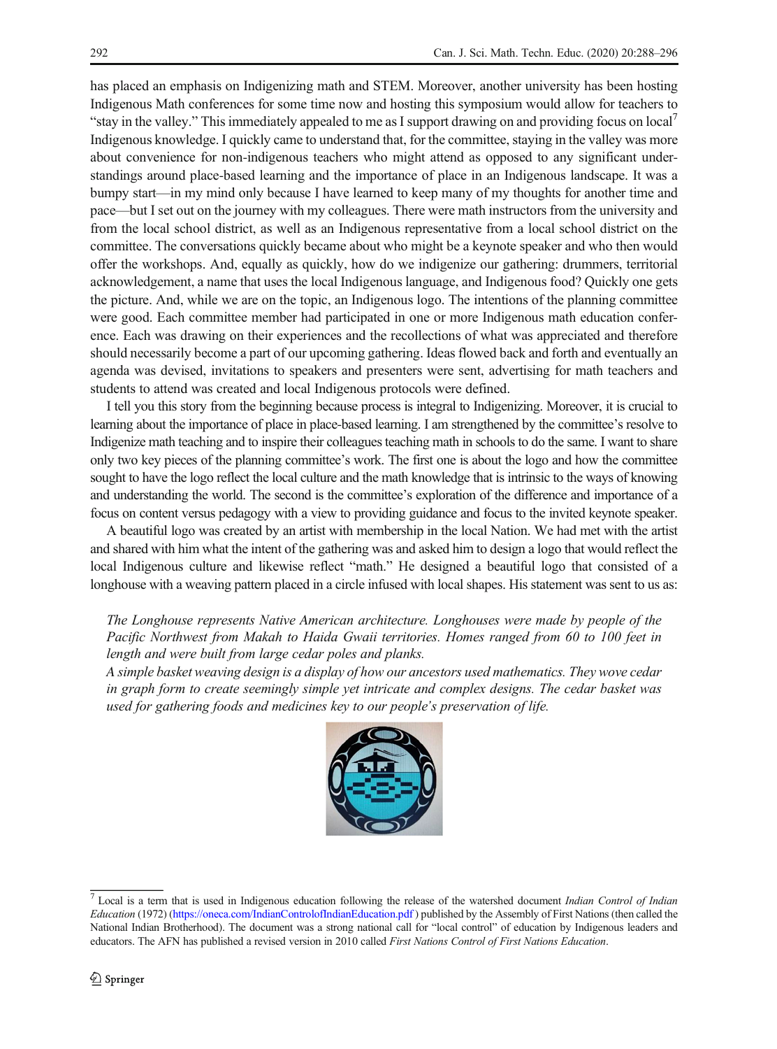has placed an emphasis on Indigenizing math and STEM. Moreover, another university has been hosting Indigenous Math conferences for some time now and hosting this symposium would allow for teachers to "stay in the valley." This immediately appealed to me as I support drawing on and providing focus on local[7] Indigenous knowledge. I quickly came to understand that, for the committee, staying in the valley was more about convenience for non-indigenous teachers who might attend as opposed to any significant understandings around place-based learning and the importance of place in an Indigenous landscape. It was a bumpy start—in my mind only because I have learned to keep many of my thoughts for another time and pace—but I set out on the journey with my colleagues. There were math instructors from the university and from the local school district, as well as an Indigenous representative from a local school district on the committee. The conversations quickly became about who might be a keynote speaker and who then would offer the workshops. And, equally as quickly, how do we indigenize our gathering: drummers, territorial acknowledgement, a name that uses the local Indigenous language, and Indigenous food? Quickly one gets the picture. And, while we are on the topic, an Indigenous logo. The intentions of the planning committee were good. Each committee member had participated in one or more Indigenous math education conference. Each was drawing on their experiences and the recollections of what was appreciated and therefore should necessarily become a part of our upcoming gathering. Ideas flowed back and forth and eventually an agenda was devised, invitations to speakers and presenters were sent, advertising for math teachers and students to attend was created and local Indigenous protocols were defined.

I tell you this story from the beginning because process is integral to Indigenizing. Moreover, it is crucial to learning about the importance of place in place-based learning. I am strengthened by the committee's resolve to Indigenize math teaching and to inspire their colleagues teaching math in schools to do the same. I want to share only two key pieces of the planning committee's work. The first one is about the logo and how the committee sought to have the logo reflect the local culture and the math knowledge that is intrinsic to the ways of knowing and understanding the world. The second is the committee's exploration of the difference and importance of a focus on content versus pedagogy with a view to providing guidance and focus to the invited keynote speaker.

A beautiful logo was created by an artist with membership in the local Nation. We had met with the artist and shared with him what the intent of the gathering was and asked him to design a logo that would reflect the local Indigenous culture and likewise reflect "math." He designed a beautiful logo that consisted of a longhouse with a weaving pattern placed in a circle infused with local shapes. His statement was sent to us as:

> *The Longhouse represents Native American architecture. Longhouses were made by people of the Pacific Northwest from Makah to Haida Gwaii territories. Homes ranged from 60 to 100 feet in length and were built from large cedar poles and planks.*
> *A simple basket weaving design is a display of how our ancestors used mathematics. They wove cedar in graph form to create seemingly simple yet intricate and complex designs. The cedar basket was used for gathering foods and medicines key to our people's preservation of life.*

---

[7] Local is a term that is used in Indigenous education following the release of the watershed document *Indian Control of Indian Education* (1972) (https://oneca.com/IndianControlofIndianEducation.pdf) published by the Assembly of First Nations (then called the National Indian Brotherhood). The document was a strong national call for "local control" of education by Indigenous leaders and educators. The AFN has published a revised version in 2010 called *First Nations Control of First Nations Education*.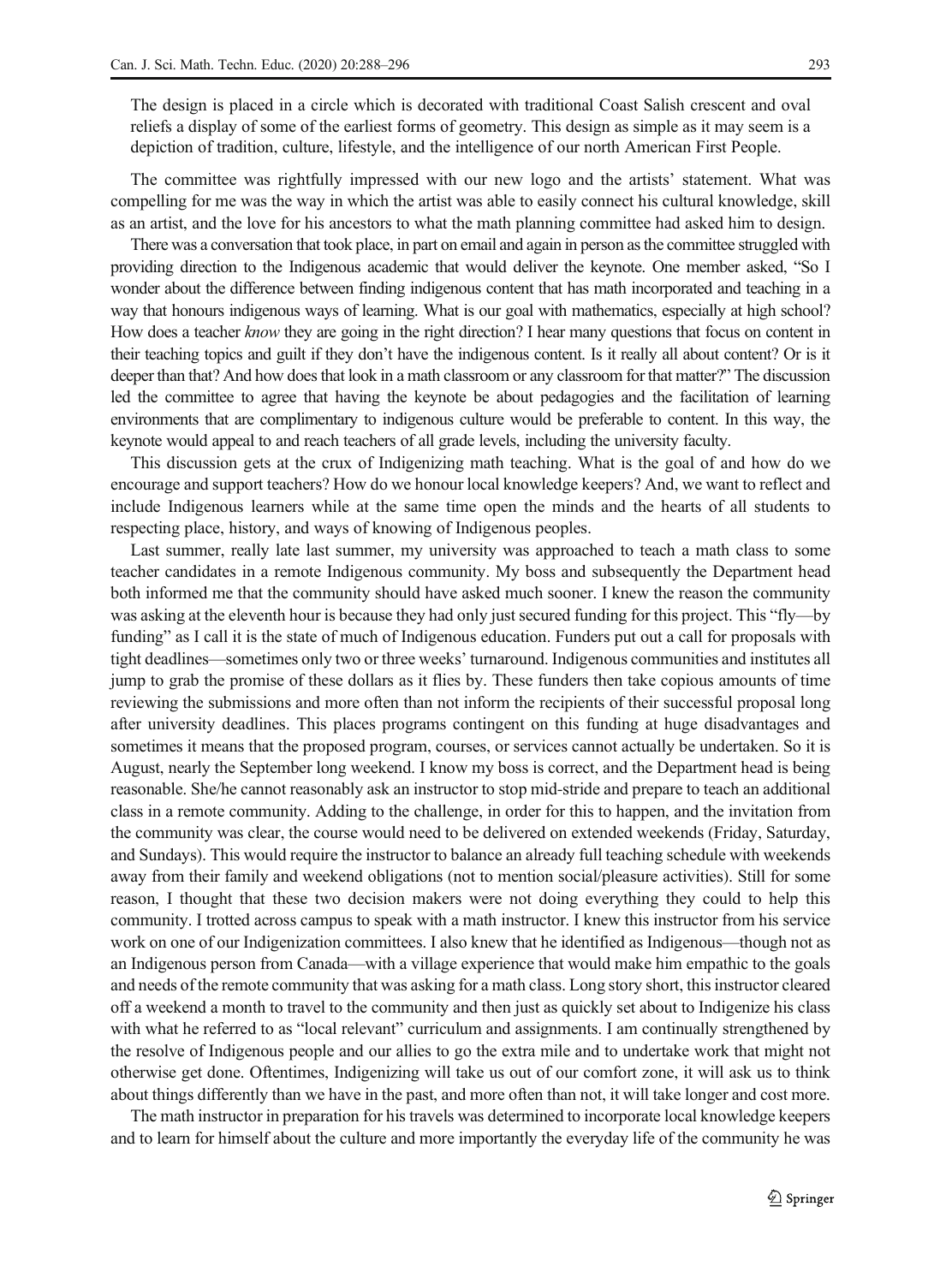The design is placed in a circle which is decorated with traditional Coast Salish crescent and oval reliefs a display of some of the earliest forms of geometry. This design as simple as it may seem is a depiction of tradition, culture, lifestyle, and the intelligence of our north American First People.

The committee was rightfully impressed with our new logo and the artists' statement. What was compelling for me was the way in which the artist was able to easily connect his cultural knowledge, skill as an artist, and the love for his ancestors to what the math planning committee had asked him to design.

There was a conversation that took place, in part on email and again in person as the committee struggled with providing direction to the Indigenous academic that would deliver the keynote. One member asked, "So I wonder about the difference between finding indigenous content that has math incorporated and teaching in a way that honours indigenous ways of learning. What is our goal with mathematics, especially at high school? How does a teacher *know* they are going in the right direction? I hear many questions that focus on content in their teaching topics and guilt if they don't have the indigenous content. Is it really all about content? Or is it deeper than that? And how does that look in a math classroom or any classroom for that matter?" The discussion led the committee to agree that having the keynote be about pedagogies and the facilitation of learning environments that are complimentary to indigenous culture would be preferable to content. In this way, the keynote would appeal to and reach teachers of all grade levels, including the university faculty.

This discussion gets at the crux of Indigenizing math teaching. What is the goal of and how do we encourage and support teachers? How do we honour local knowledge keepers? And, we want to reflect and include Indigenous learners while at the same time open the minds and the hearts of all students to respecting place, history, and ways of knowing of Indigenous peoples.

Last summer, really late last summer, my university was approached to teach a math class to some teacher candidates in a remote Indigenous community. My boss and subsequently the Department head both informed me that the community should have asked much sooner. I knew the reason the community was asking at the eleventh hour is because they had only just secured funding for this project. This "fly—by funding" as I call it is the state of much of Indigenous education. Funders put out a call for proposals with tight deadlines—sometimes only two or three weeks' turnaround. Indigenous communities and institutes all jump to grab the promise of these dollars as it flies by. These funders then take copious amounts of time reviewing the submissions and more often than not inform the recipients of their successful proposal long after university deadlines. This places programs contingent on this funding at huge disadvantages and sometimes it means that the proposed program, courses, or services cannot actually be undertaken. So it is August, nearly the September long weekend. I know my boss is correct, and the Department head is being reasonable. She/he cannot reasonably ask an instructor to stop mid-stride and prepare to teach an additional class in a remote community. Adding to the challenge, in order for this to happen, and the invitation from the community was clear, the course would need to be delivered on extended weekends (Friday, Saturday, and Sundays). This would require the instructor to balance an already full teaching schedule with weekends away from their family and weekend obligations (not to mention social/pleasure activities). Still for some reason, I thought that these two decision makers were not doing everything they could to help this community. I trotted across campus to speak with a math instructor. I knew this instructor from his service work on one of our Indigenization committees. I also knew that he identified as Indigenous—though not as an Indigenous person from Canada—with a village experience that would make him empathic to the goals and needs of the remote community that was asking for a math class. Long story short, this instructor cleared off a weekend a month to travel to the community and then just as quickly set about to Indigenize his class with what he referred to as "local relevant" curriculum and assignments. I am continually strengthened by the resolve of Indigenous people and our allies to go the extra mile and to undertake work that might not otherwise get done. Oftentimes, Indigenizing will take us out of our comfort zone, it will ask us to think about things differently than we have in the past, and more often than not, it will take longer and cost more.

The math instructor in preparation for his travels was determined to incorporate local knowledge keepers and to learn for himself about the culture and more importantly the everyday life of the community he was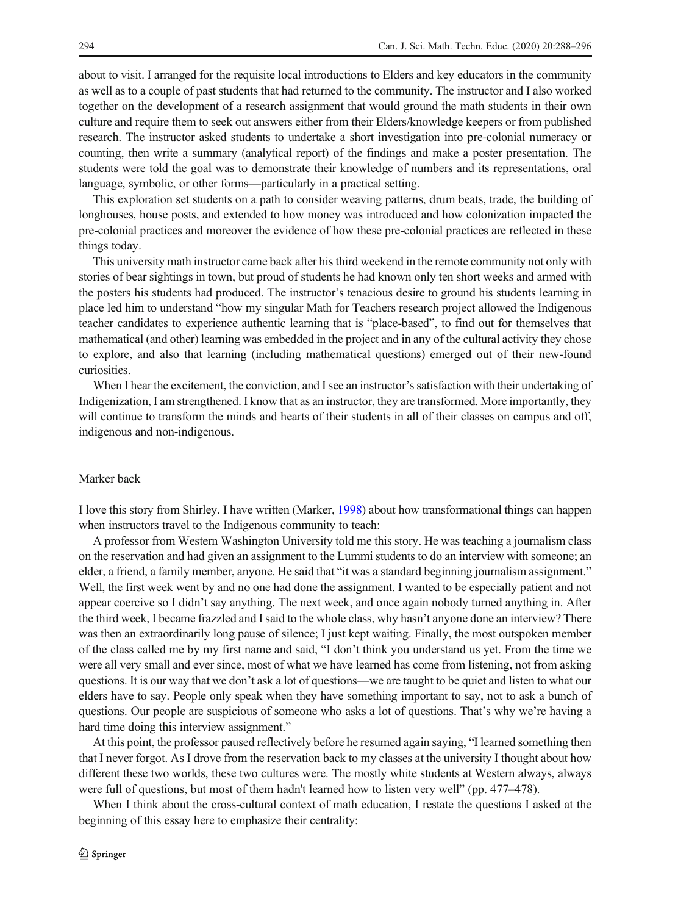about to visit. I arranged for the requisite local introductions to Elders and key educators in the community as well as to a couple of past students that had returned to the community. The instructor and I also worked together on the development of a research assignment that would ground the math students in their own culture and require them to seek out answers either from their Elders/knowledge keepers or from published research. The instructor asked students to undertake a short investigation into pre-colonial numeracy or counting, then write a summary (analytical report) of the findings and make a poster presentation. The students were told the goal was to demonstrate their knowledge of numbers and its representations, oral language, symbolic, or other forms—particularly in a practical setting.

This exploration set students on a path to consider weaving patterns, drum beats, trade, the building of longhouses, house posts, and extended to how money was introduced and how colonization impacted the pre-colonial practices and moreover the evidence of how these pre-colonial practices are reflected in these things today.

This university math instructor came back after his third weekend in the remote community not only with stories of bear sightings in town, but proud of students he had known only ten short weeks and armed with the posters his students had produced. The instructor's tenacious desire to ground his students learning in place led him to understand "how my singular Math for Teachers research project allowed the Indigenous teacher candidates to experience authentic learning that is "place-based", to find out for themselves that mathematical (and other) learning was embedded in the project and in any of the cultural activity they chose to explore, and also that learning (including mathematical questions) emerged out of their new-found curiosities.

When I hear the excitement, the conviction, and I see an instructor's satisfaction with their undertaking of Indigenization, I am strengthened. I know that as an instructor, they are transformed. More importantly, they will continue to transform the minds and hearts of their students in all of their classes on campus and off, indigenous and non-indigenous.

## Marker back

I love this story from Shirley. I have written (Marker, 1998) about how transformational things can happen when instructors travel to the Indigenous community to teach:

A professor from Western Washington University told me this story. He was teaching a journalism class on the reservation and had given an assignment to the Lummi students to do an interview with someone; an elder, a friend, a family member, anyone. He said that "it was a standard beginning journalism assignment." Well, the first week went by and no one had done the assignment. I wanted to be especially patient and not appear coercive so I didn't say anything. The next week, and once again nobody turned anything in. After the third week, I became frazzled and I said to the whole class, why hasn't anyone done an interview? There was then an extraordinarily long pause of silence; I just kept waiting. Finally, the most outspoken member of the class called me by my first name and said, "I don't think you understand us yet. From the time we were all very small and ever since, most of what we have learned has come from listening, not from asking questions. It is our way that we don't ask a lot of questions—we are taught to be quiet and listen to what our elders have to say. People only speak when they have something important to say, not to ask a bunch of questions. Our people are suspicious of someone who asks a lot of questions. That's why we're having a hard time doing this interview assignment."

At this point, the professor paused reflectively before he resumed again saying, "I learned something then that I never forgot. As I drove from the reservation back to my classes at the university I thought about how different these two worlds, these two cultures were. The mostly white students at Western always, always were full of questions, but most of them hadn't learned how to listen very well" (pp. 477–478).

When I think about the cross-cultural context of math education, I restate the questions I asked at the beginning of this essay here to emphasize their centrality: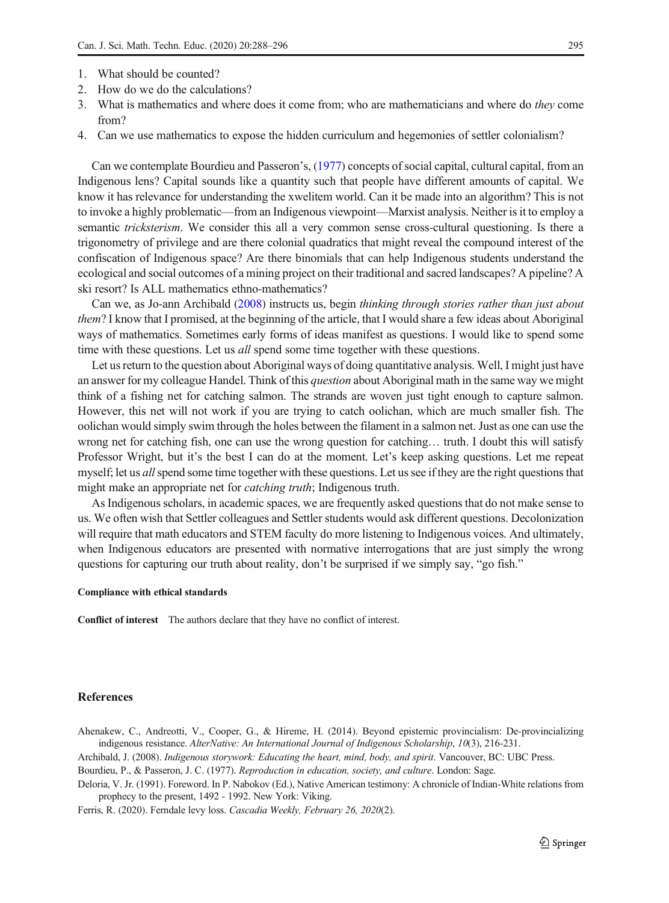1. What should be counted?
2. How do we do the calculations?
3. What is mathematics and where does it come from; who are mathematicians and where do *they* come from?
4. Can we use mathematics to expose the hidden curriculum and hegemonies of settler colonialism?

Can we contemplate Bourdieu and Passeron's, (1977) concepts of social capital, cultural capital, from an Indigenous lens? Capital sounds like a quantity such that people have different amounts of capital. We know it has relevance for understanding the xwelitem world. Can it be made into an algorithm? This is not to invoke a highly problematic—from an Indigenous viewpoint—Marxist analysis. Neither is it to employ a semantic *tricksterism*. We consider this all a very common sense cross-cultural questioning. Is there a trigonometry of privilege and are there colonial quadratics that might reveal the compound interest of the confiscation of Indigenous space? Are there binomials that can help Indigenous students understand the ecological and social outcomes of a mining project on their traditional and sacred landscapes? A pipeline? A ski resort? Is ALL mathematics ethno-mathematics?

Can we, as Jo-ann Archibald (2008) instructs us, begin *thinking through stories rather than just about them*? I know that I promised, at the beginning of the article, that I would share a few ideas about Aboriginal ways of mathematics. Sometimes early forms of ideas manifest as questions. I would like to spend some time with these questions. Let us *all* spend some time together with these questions.

Let us return to the question about Aboriginal ways of doing quantitative analysis. Well, I might just have an answer for my colleague Handel. Think of this *question* about Aboriginal math in the same way we might think of a fishing net for catching salmon. The strands are woven just tight enough to capture salmon. However, this net will not work if you are trying to catch oolichan, which are much smaller fish. The oolichan would simply swim through the holes between the filament in a salmon net. Just as one can use the wrong net for catching fish, one can use the wrong question for catching… truth. I doubt this will satisfy Professor Wright, but it's the best I can do at the moment. Let's keep asking questions. Let me repeat myself; let us *all* spend some time together with these questions. Let us see if they are the right questions that might make an appropriate net for *catching truth*; Indigenous truth.

As Indigenous scholars, in academic spaces, we are frequently asked questions that do not make sense to us. We often wish that Settler colleagues and Settler students would ask different questions. Decolonization will require that math educators and STEM faculty do more listening to Indigenous voices. And ultimately, when Indigenous educators are presented with normative interrogations that are just simply the wrong questions for capturing our truth about reality, don't be surprised if we simply say, "go fish."

#### Compliance with ethical standards

**Conflict of interest** The authors declare that they have no conflict of interest.

## References

Ahenakew, C., Andreotti, V., Cooper, G., & Hireme, H. (2014). Beyond epistemic provincialism: De-provincializing indigenous resistance. *AlterNative: An International Journal of Indigenous Scholarship*, *10*(3), 216-231.

Archibald, J. (2008). *Indigenous storywork: Educating the heart, mind, body, and spirit*. Vancouver, BC: UBC Press.

Bourdieu, P., & Passeron, J. C. (1977). *Reproduction in education, society, and culture*. London: Sage.

Deloria, V. Jr. (1991). Foreword. In P. Nabokov (Ed.), Native American testimony: A chronicle of Indian-White relations from prophecy to the present, 1492 - 1992. New York: Viking.

Ferris, R. (2020). Ferndale levy loss. *Cascadia Weekly, February 26, 2020*(2).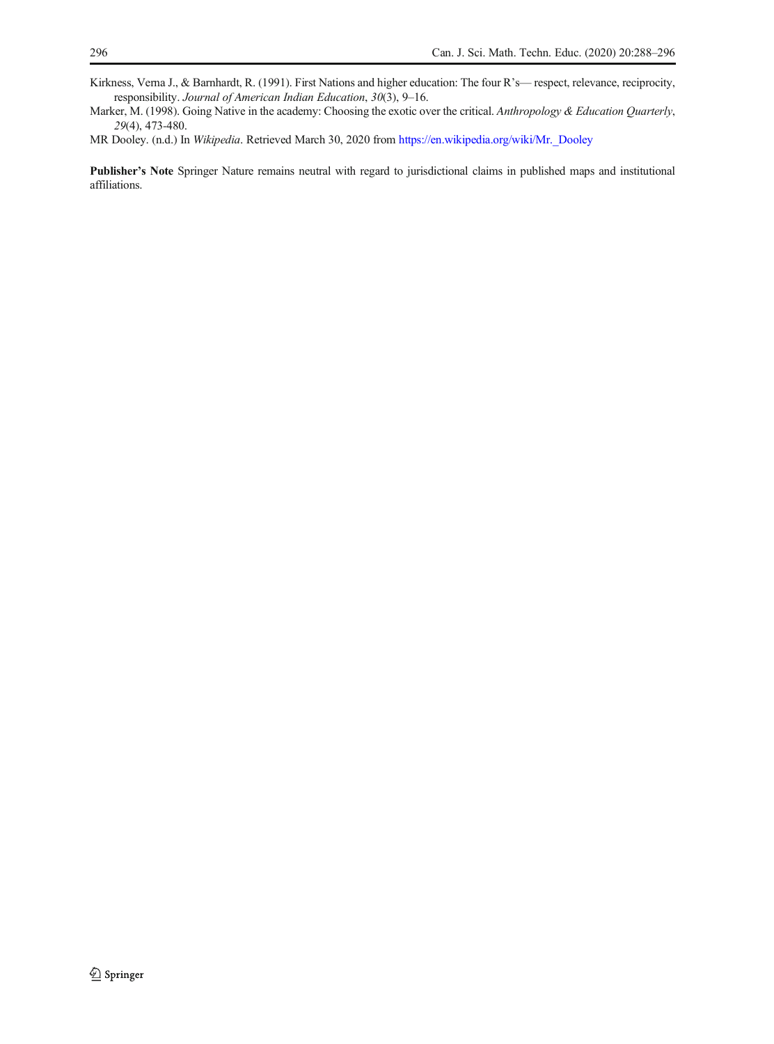Kirkness, Verna J., & Barnhardt, R. (1991). First Nations and higher education: The four R's— respect, relevance, reciprocity, responsibility. *Journal of American Indian Education*, *30*(3), 9–16.

Marker, M. (1998). Going Native in the academy: Choosing the exotic over the critical. *Anthropology & Education Quarterly*, *29*(4), 473-480.

MR Dooley. (n.d.) In *Wikipedia*. Retrieved March 30, 2020 from https://en.wikipedia.org/wiki/Mr._Dooley

**Publisher's Note** Springer Nature remains neutral with regard to jurisdictional claims in published maps and institutional affiliations.